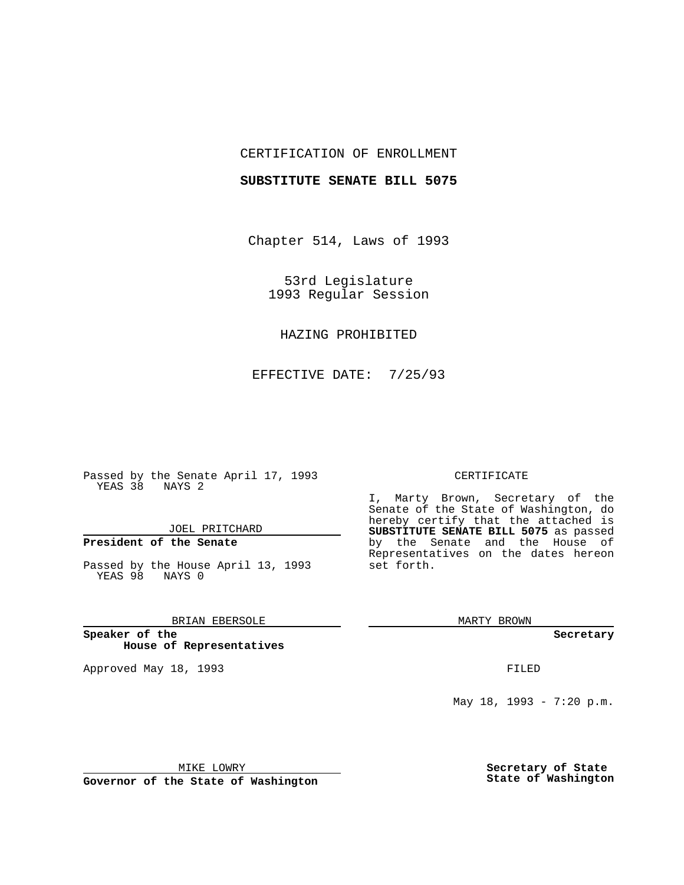CERTIFICATION OF ENROLLMENT

**SUBSTITUTE SENATE BILL 5075**

Chapter 514, Laws of 1993

53rd Legislature
1993 Regular Session

HAZING PROHIBITED

EFFECTIVE DATE: 7/25/93

Passed by the Senate April 17, 1993
YEAS 38 NAYS 2

JOEL PRITCHARD

**President of the Senate**

Passed by the House April 13, 1993
YEAS 98 NAYS 0

BRIAN EBERSOLE

**Speaker of the House of Representatives**

Approved May 18, 1993

MIKE LOWRY

**Governor of the State of Washington**

CERTIFICATE

I, Marty Brown, Secretary of the Senate of the State of Washington, do hereby certify that the attached is **SUBSTITUTE SENATE BILL 5075** as passed by the Senate and the House of Representatives on the dates hereon set forth.

MARTY BROWN

**Secretary**

FILED

May 18, 1993 - 7:20 p.m.

**Secretary of State**
**State of Washington**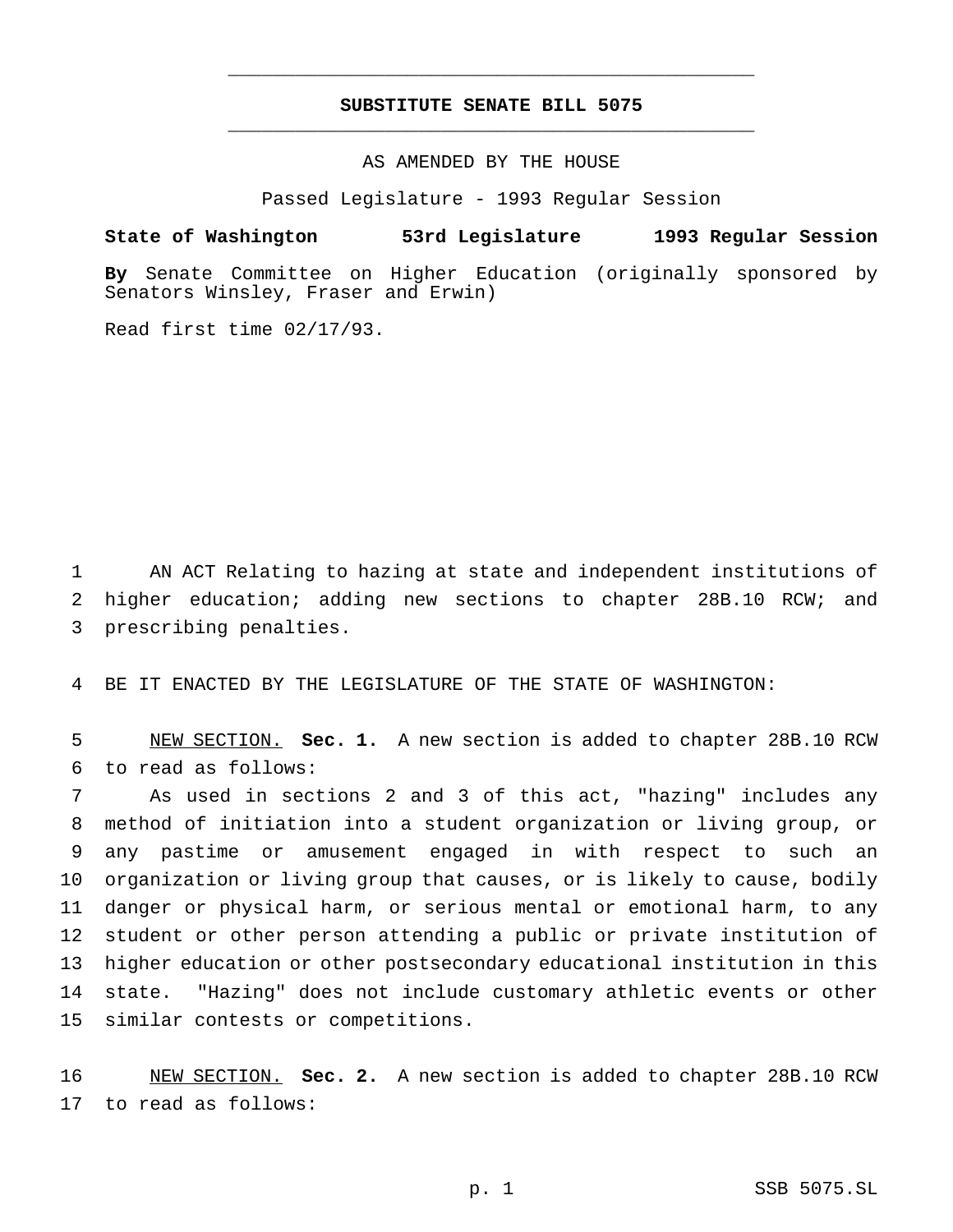# SUBSTITUTE SENATE BILL 5075

AS AMENDED BY THE HOUSE

Passed Legislature - 1993 Regular Session

**State of Washington 53rd Legislature 1993 Regular Session**

**By** Senate Committee on Higher Education (originally sponsored by Senators Winsley, Fraser and Erwin)

Read first time 02/17/93.

AN ACT Relating to hazing at state and independent institutions of higher education; adding new sections to chapter 28B.10 RCW; and prescribing penalties.

BE IT ENACTED BY THE LEGISLATURE OF THE STATE OF WASHINGTON:

NEW SECTION. **Sec. 1.** A new section is added to chapter 28B.10 RCW to read as follows:

As used in sections 2 and 3 of this act, "hazing" includes any method of initiation into a student organization or living group, or any pastime or amusement engaged in with respect to such an organization or living group that causes, or is likely to cause, bodily danger or physical harm, or serious mental or emotional harm, to any student or other person attending a public or private institution of higher education or other postsecondary educational institution in this state. "Hazing" does not include customary athletic events or other similar contests or competitions.

NEW SECTION. **Sec. 2.** A new section is added to chapter 28B.10 RCW to read as follows: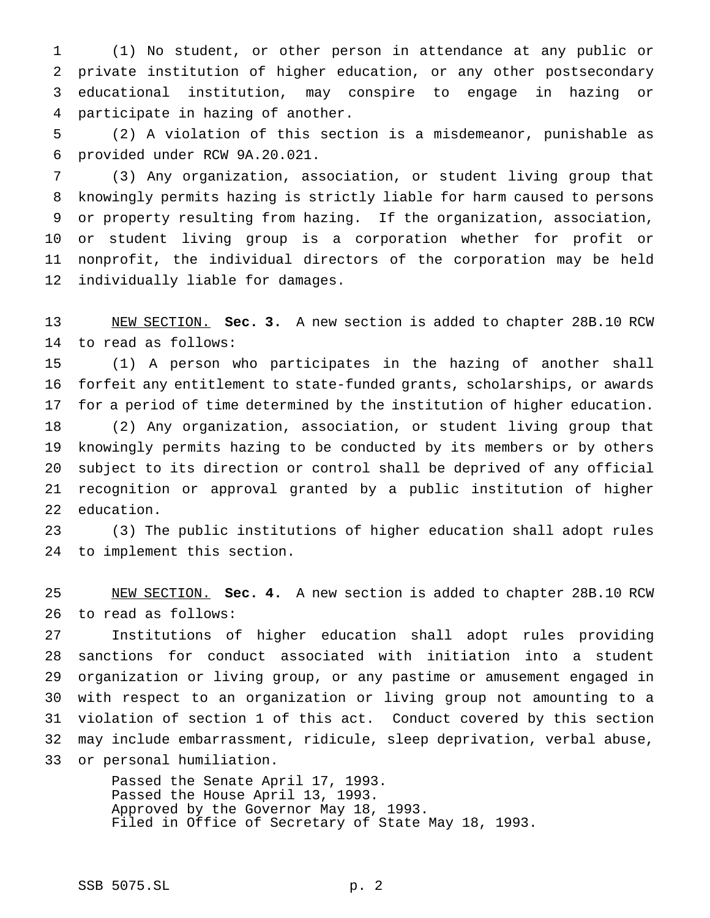(1) No student, or other person in attendance at any public or private institution of higher education, or any other postsecondary educational institution, may conspire to engage in hazing or participate in hazing of another.

(2) A violation of this section is a misdemeanor, punishable as provided under RCW 9A.20.021.

(3) Any organization, association, or student living group that knowingly permits hazing is strictly liable for harm caused to persons or property resulting from hazing. If the organization, association, or student living group is a corporation whether for profit or nonprofit, the individual directors of the corporation may be held individually liable for damages.

NEW SECTION. **Sec. 3.** A new section is added to chapter 28B.10 RCW to read as follows:

(1) A person who participates in the hazing of another shall forfeit any entitlement to state-funded grants, scholarships, or awards for a period of time determined by the institution of higher education.

(2) Any organization, association, or student living group that knowingly permits hazing to be conducted by its members or by others subject to its direction or control shall be deprived of any official recognition or approval granted by a public institution of higher education.

(3) The public institutions of higher education shall adopt rules to implement this section.

NEW SECTION. **Sec. 4.** A new section is added to chapter 28B.10 RCW to read as follows:

Institutions of higher education shall adopt rules providing sanctions for conduct associated with initiation into a student organization or living group, or any pastime or amusement engaged in with respect to an organization or living group not amounting to a violation of section 1 of this act. Conduct covered by this section may include embarrassment, ridicule, sleep deprivation, verbal abuse, or personal humiliation.

Passed the Senate April 17, 1993.
Passed the House April 13, 1993.
Approved by the Governor May 18, 1993.
Filed in Office of Secretary of State May 18, 1993.